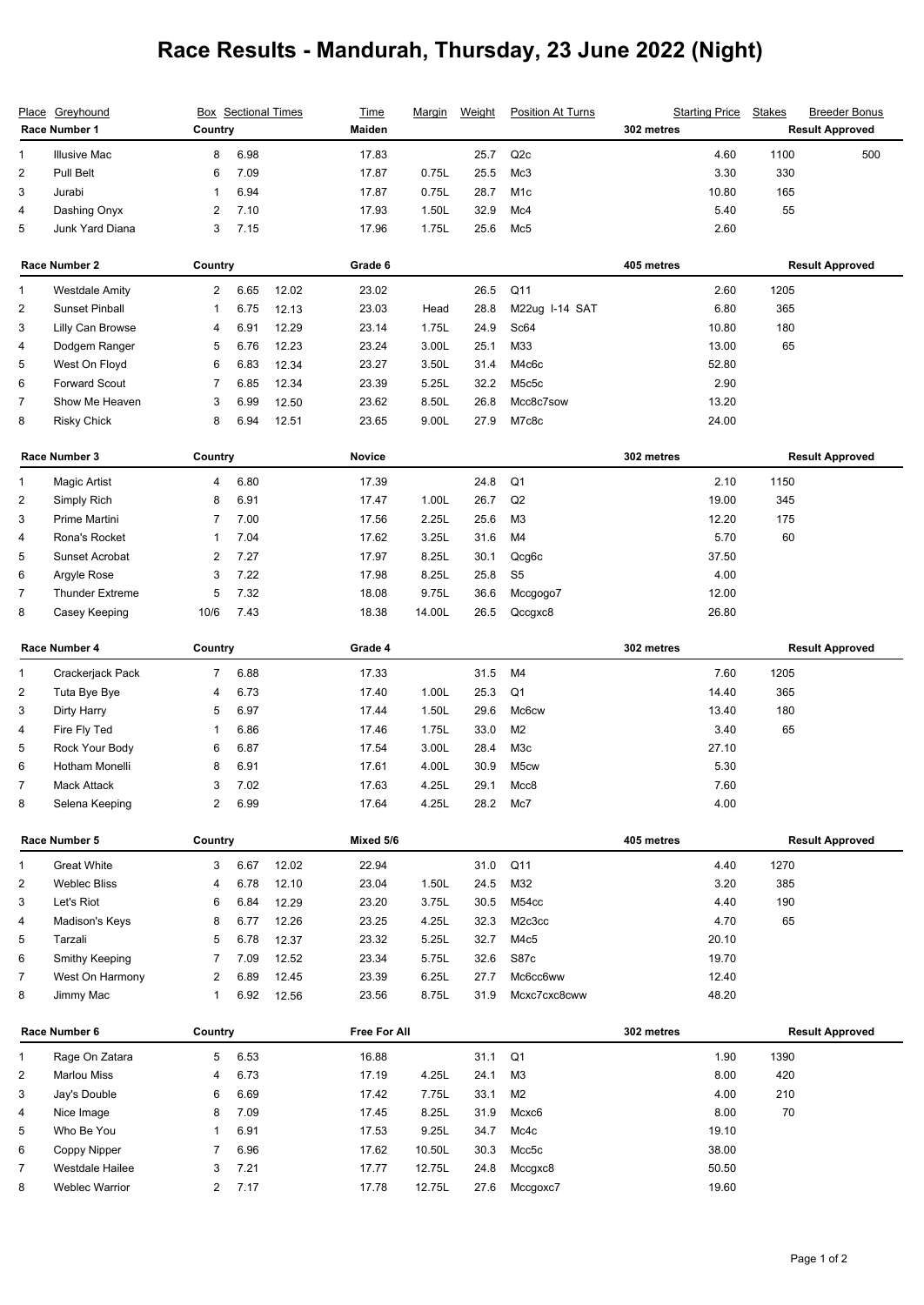# Race Results - Mandurah, Thursday, 23 June 2022 (Night)

## Race Number 1 — Maiden — 302 metres — Result Approved

| Place | Greyhound | Box | Sectional Times | | Time | Margin | Weight | Position At Turns | Starting Price | Stakes | Breeder Bonus |
|---|---|---|---|---|---|---|---|---|---|---|---|
| 1 | Illusive Mac | 8 | 6.98 | | 17.83 | | 25.7 | Q2c | 4.60 | 1100 | 500 |
| 2 | Pull Belt | 6 | 7.09 | | 17.87 | 0.75L | 25.5 | Mc3 | 3.30 | 330 | |
| 3 | Jurabi | 1 | 6.94 | | 17.87 | 0.75L | 28.7 | M1c | 10.80 | 165 | |
| 4 | Dashing Onyx | 2 | 7.10 | | 17.93 | 1.50L | 32.9 | Mc4 | 5.40 | 55 | |
| 5 | Junk Yard Diana | 3 | 7.15 | | 17.96 | 1.75L | 25.6 | Mc5 | 2.60 | | |

## Race Number 2 — Grade 6 — 405 metres — Result Approved

| Place | Greyhound | Box | Sectional Times | | Time | Margin | Weight | Position At Turns | Starting Price | Stakes | Breeder Bonus |
|---|---|---|---|---|---|---|---|---|---|---|---|
| 1 | Westdale Amity | 2 | 6.65 | 12.02 | 23.02 | | 26.5 | Q11 | 2.60 | 1205 | |
| 2 | Sunset Pinball | 1 | 6.75 | 12.13 | 23.03 | Head | 28.8 | M22ug I-14 SAT | 6.80 | 365 | |
| 3 | Lilly Can Browse | 4 | 6.91 | 12.29 | 23.14 | 1.75L | 24.9 | Sc64 | 10.80 | 180 | |
| 4 | Dodgem Ranger | 5 | 6.76 | 12.23 | 23.24 | 3.00L | 25.1 | M33 | 13.00 | 65 | |
| 5 | West On Floyd | 6 | 6.83 | 12.34 | 23.27 | 3.50L | 31.4 | M4c6c | 52.80 | | |
| 6 | Forward Scout | 7 | 6.85 | 12.34 | 23.39 | 5.25L | 32.2 | M5c5c | 2.90 | | |
| 7 | Show Me Heaven | 3 | 6.99 | 12.50 | 23.62 | 8.50L | 26.8 | Mcc8c7sow | 13.20 | | |
| 8 | Risky Chick | 8 | 6.94 | 12.51 | 23.65 | 9.00L | 27.9 | M7c8c | 24.00 | | |

## Race Number 3 — Novice — 302 metres — Result Approved

| Place | Greyhound | Box | Sectional Times | | Time | Margin | Weight | Position At Turns | Starting Price | Stakes | Breeder Bonus |
|---|---|---|---|---|---|---|---|---|---|---|---|
| 1 | Magic Artist | 4 | 6.80 | | 17.39 | | 24.8 | Q1 | 2.10 | 1150 | |
| 2 | Simply Rich | 8 | 6.91 | | 17.47 | 1.00L | 26.7 | Q2 | 19.00 | 345 | |
| 3 | Prime Martini | 7 | 7.00 | | 17.56 | 2.25L | 25.6 | M3 | 12.20 | 175 | |
| 4 | Rona's Rocket | 1 | 7.04 | | 17.62 | 3.25L | 31.6 | M4 | 5.70 | 60 | |
| 5 | Sunset Acrobat | 2 | 7.27 | | 17.97 | 8.25L | 30.1 | Qcg6c | 37.50 | | |
| 6 | Argyle Rose | 3 | 7.22 | | 17.98 | 8.25L | 25.8 | S5 | 4.00 | | |
| 7 | Thunder Extreme | 5 | 7.32 | | 18.08 | 9.75L | 36.6 | Mccgogo7 | 12.00 | | |
| 8 | Casey Keeping | 10/6 | 7.43 | | 18.38 | 14.00L | 26.5 | Qccgxc8 | 26.80 | | |

## Race Number 4 — Grade 4 — 302 metres — Result Approved

| Place | Greyhound | Box | Sectional Times | | Time | Margin | Weight | Position At Turns | Starting Price | Stakes | Breeder Bonus |
|---|---|---|---|---|---|---|---|---|---|---|---|
| 1 | Crackerjack Pack | 7 | 6.88 | | 17.33 | | 31.5 | M4 | 7.60 | 1205 | |
| 2 | Tuta Bye Bye | 4 | 6.73 | | 17.40 | 1.00L | 25.3 | Q1 | 14.40 | 365 | |
| 3 | Dirty Harry | 5 | 6.97 | | 17.44 | 1.50L | 29.6 | Mc6cw | 13.40 | 180 | |
| 4 | Fire Fly Ted | 1 | 6.86 | | 17.46 | 1.75L | 33.0 | M2 | 3.40 | 65 | |
| 5 | Rock Your Body | 6 | 6.87 | | 17.54 | 3.00L | 28.4 | M3c | 27.10 | | |
| 6 | Hotham Monelli | 8 | 6.91 | | 17.61 | 4.00L | 30.9 | M5cw | 5.30 | | |
| 7 | Mack Attack | 3 | 7.02 | | 17.63 | 4.25L | 29.1 | Mcc8 | 7.60 | | |
| 8 | Selena Keeping | 2 | 6.99 | | 17.64 | 4.25L | 28.2 | Mc7 | 4.00 | | |

## Race Number 5 — Mixed 5/6 — 405 metres — Result Approved

| Place | Greyhound | Box | Sectional Times | | Time | Margin | Weight | Position At Turns | Starting Price | Stakes | Breeder Bonus |
|---|---|---|---|---|---|---|---|---|---|---|---|
| 1 | Great White | 3 | 6.67 | 12.02 | 22.94 | | 31.0 | Q11 | 4.40 | 1270 | |
| 2 | Weblec Bliss | 4 | 6.78 | 12.10 | 23.04 | 1.50L | 24.5 | M32 | 3.20 | 385 | |
| 3 | Let's Riot | 6 | 6.84 | 12.29 | 23.20 | 3.75L | 30.5 | M54cc | 4.40 | 190 | |
| 4 | Madison's Keys | 8 | 6.77 | 12.26 | 23.25 | 4.25L | 32.3 | M2c3cc | 4.70 | 65 | |
| 5 | Tarzali | 5 | 6.78 | 12.37 | 23.32 | 5.25L | 32.7 | M4c5 | 20.10 | | |
| 6 | Smithy Keeping | 7 | 7.09 | 12.52 | 23.34 | 5.75L | 32.6 | S87c | 19.70 | | |
| 7 | West On Harmony | 2 | 6.89 | 12.45 | 23.39 | 6.25L | 27.7 | Mc6cc6ww | 12.40 | | |
| 8 | Jimmy Mac | 1 | 6.92 | 12.56 | 23.56 | 8.75L | 31.9 | Mcxc7cxc8cww | 48.20 | | |

## Race Number 6 — Free For All — 302 metres — Result Approved

| Place | Greyhound | Box | Sectional Times | | Time | Margin | Weight | Position At Turns | Starting Price | Stakes | Breeder Bonus |
|---|---|---|---|---|---|---|---|---|---|---|---|
| 1 | Rage On Zatara | 5 | 6.53 | | 16.88 | | 31.1 | Q1 | 1.90 | 1390 | |
| 2 | Marlou Miss | 4 | 6.73 | | 17.19 | 4.25L | 24.1 | M3 | 8.00 | 420 | |
| 3 | Jay's Double | 6 | 6.69 | | 17.42 | 7.75L | 33.1 | M2 | 4.00 | 210 | |
| 4 | Nice Image | 8 | 7.09 | | 17.45 | 8.25L | 31.9 | Mcxc6 | 8.00 | 70 | |
| 5 | Who Be You | 1 | 6.91 | | 17.53 | 9.25L | 34.7 | Mc4c | 19.10 | | |
| 6 | Coppy Nipper | 7 | 6.96 | | 17.62 | 10.50L | 30.3 | Mcc5c | 38.00 | | |
| 7 | Westdale Hailee | 3 | 7.21 | | 17.77 | 12.75L | 24.8 | Mccgxc8 | 50.50 | | |
| 8 | Weblec Warrior | 2 | 7.17 | | 17.78 | 12.75L | 27.6 | Mccgoxc7 | 19.60 | | |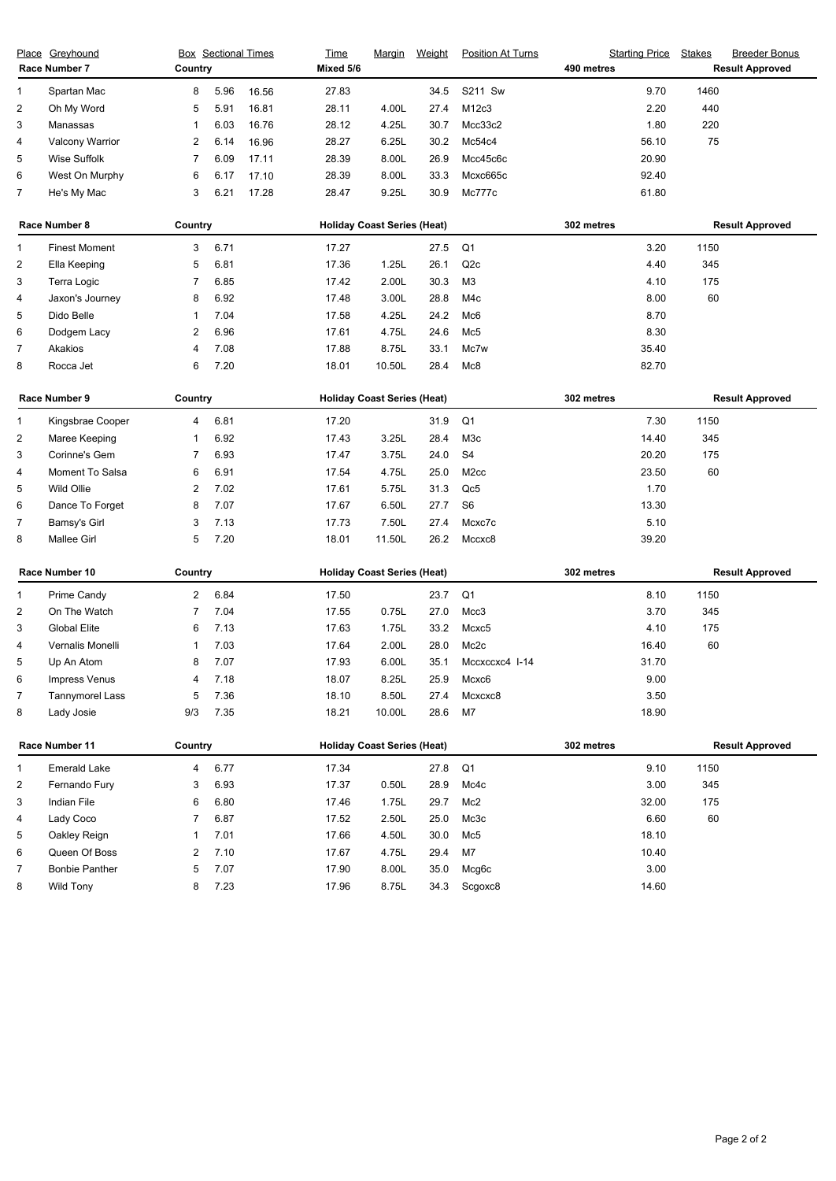| Place | Greyhound | Box | Sectional Times | | Time | Margin | Weight | Position At Turns | Starting Price | Stakes | Breeder Bonus |
|---|---|---|---|---|---|---|---|---|---|---|---|
| **Race Number 7** | | **Country** | | | **Mixed 5/6** | | | | **490 metres** | | **Result Approved** |
| 1 | Spartan Mac | 8 | 5.96 | 16.56 | 27.83 | | 34.5 | S211 Sw | 9.70 | 1460 | |
| 2 | Oh My Word | 5 | 5.91 | 16.81 | 28.11 | 4.00L | 27.4 | M12c3 | 2.20 | 440 | |
| 3 | Manassas | 1 | 6.03 | 16.76 | 28.12 | 4.25L | 30.7 | Mcc33c2 | 1.80 | 220 | |
| 4 | Valcony Warrior | 2 | 6.14 | 16.96 | 28.27 | 6.25L | 30.2 | Mc54c4 | 56.10 | 75 | |
| 5 | Wise Suffolk | 7 | 6.09 | 17.11 | 28.39 | 8.00L | 26.9 | Mcc45c6c | 20.90 | | |
| 6 | West On Murphy | 6 | 6.17 | 17.10 | 28.39 | 8.00L | 33.3 | Mcxc665c | 92.40 | | |
| 7 | He's My Mac | 3 | 6.21 | 17.28 | 28.47 | 9.25L | 30.9 | Mc777c | 61.80 | | |
| **Race Number 8** | | **Country** | | | **Holiday Coast Series (Heat)** | | | | **302 metres** | | **Result Approved** |
| 1 | Finest Moment | 3 | 6.71 | | 17.27 | | 27.5 | Q1 | 3.20 | 1150 | |
| 2 | Ella Keeping | 5 | 6.81 | | 17.36 | 1.25L | 26.1 | Q2c | 4.40 | 345 | |
| 3 | Terra Logic | 7 | 6.85 | | 17.42 | 2.00L | 30.3 | M3 | 4.10 | 175 | |
| 4 | Jaxon's Journey | 8 | 6.92 | | 17.48 | 3.00L | 28.8 | M4c | 8.00 | 60 | |
| 5 | Dido Belle | 1 | 7.04 | | 17.58 | 4.25L | 24.2 | Mc6 | 8.70 | | |
| 6 | Dodgem Lacy | 2 | 6.96 | | 17.61 | 4.75L | 24.6 | Mc5 | 8.30 | | |
| 7 | Akakios | 4 | 7.08 | | 17.88 | 8.75L | 33.1 | Mc7w | 35.40 | | |
| 8 | Rocca Jet | 6 | 7.20 | | 18.01 | 10.50L | 28.4 | Mc8 | 82.70 | | |
| **Race Number 9** | | **Country** | | | **Holiday Coast Series (Heat)** | | | | **302 metres** | | **Result Approved** |
| 1 | Kingsbrae Cooper | 4 | 6.81 | | 17.20 | | 31.9 | Q1 | 7.30 | 1150 | |
| 2 | Maree Keeping | 1 | 6.92 | | 17.43 | 3.25L | 28.4 | M3c | 14.40 | 345 | |
| 3 | Corinne's Gem | 7 | 6.93 | | 17.47 | 3.75L | 24.0 | S4 | 20.20 | 175 | |
| 4 | Moment To Salsa | 6 | 6.91 | | 17.54 | 4.75L | 25.0 | M2cc | 23.50 | 60 | |
| 5 | Wild Ollie | 2 | 7.02 | | 17.61 | 5.75L | 31.3 | Qc5 | 1.70 | | |
| 6 | Dance To Forget | 8 | 7.07 | | 17.67 | 6.50L | 27.7 | S6 | 13.30 | | |
| 7 | Bamsy's Girl | 3 | 7.13 | | 17.73 | 7.50L | 27.4 | Mcxc7c | 5.10 | | |
| 8 | Mallee Girl | 5 | 7.20 | | 18.01 | 11.50L | 26.2 | Mccxc8 | 39.20 | | |
| **Race Number 10** | | **Country** | | | **Holiday Coast Series (Heat)** | | | | **302 metres** | | **Result Approved** |
| 1 | Prime Candy | 2 | 6.84 | | 17.50 | | 23.7 | Q1 | 8.10 | 1150 | |
| 2 | On The Watch | 7 | 7.04 | | 17.55 | 0.75L | 27.0 | Mcc3 | 3.70 | 345 | |
| 3 | Global Elite | 6 | 7.13 | | 17.63 | 1.75L | 33.2 | Mcxc5 | 4.10 | 175 | |
| 4 | Vernalis Monelli | 1 | 7.03 | | 17.64 | 2.00L | 28.0 | Mc2c | 16.40 | 60 | |
| 5 | Up An Atom | 8 | 7.07 | | 17.93 | 6.00L | 35.1 | Mccxccxc4 I-14 | 31.70 | | |
| 6 | Impress Venus | 4 | 7.18 | | 18.07 | 8.25L | 25.9 | Mcxc6 | 9.00 | | |
| 7 | Tannymorel Lass | 5 | 7.36 | | 18.10 | 8.50L | 27.4 | Mcxcxc8 | 3.50 | | |
| 8 | Lady Josie | 9/3 | 7.35 | | 18.21 | 10.00L | 28.6 | M7 | 18.90 | | |
| **Race Number 11** | | **Country** | | | **Holiday Coast Series (Heat)** | | | | **302 metres** | | **Result Approved** |
| 1 | Emerald Lake | 4 | 6.77 | | 17.34 | | 27.8 | Q1 | 9.10 | 1150 | |
| 2 | Fernando Fury | 3 | 6.93 | | 17.37 | 0.50L | 28.9 | Mc4c | 3.00 | 345 | |
| 3 | Indian File | 6 | 6.80 | | 17.46 | 1.75L | 29.7 | Mc2 | 32.00 | 175 | |
| 4 | Lady Coco | 7 | 6.87 | | 17.52 | 2.50L | 25.0 | Mc3c | 6.60 | 60 | |
| 5 | Oakley Reign | 1 | 7.01 | | 17.66 | 4.50L | 30.0 | Mc5 | 18.10 | | |
| 6 | Queen Of Boss | 2 | 7.10 | | 17.67 | 4.75L | 29.4 | M7 | 10.40 | | |
| 7 | Bonbie Panther | 5 | 7.07 | | 17.90 | 8.00L | 35.0 | Mcg6c | 3.00 | | |
| 8 | Wild Tony | 8 | 7.23 | | 17.96 | 8.75L | 34.3 | Scgoxc8 | 14.60 | | |